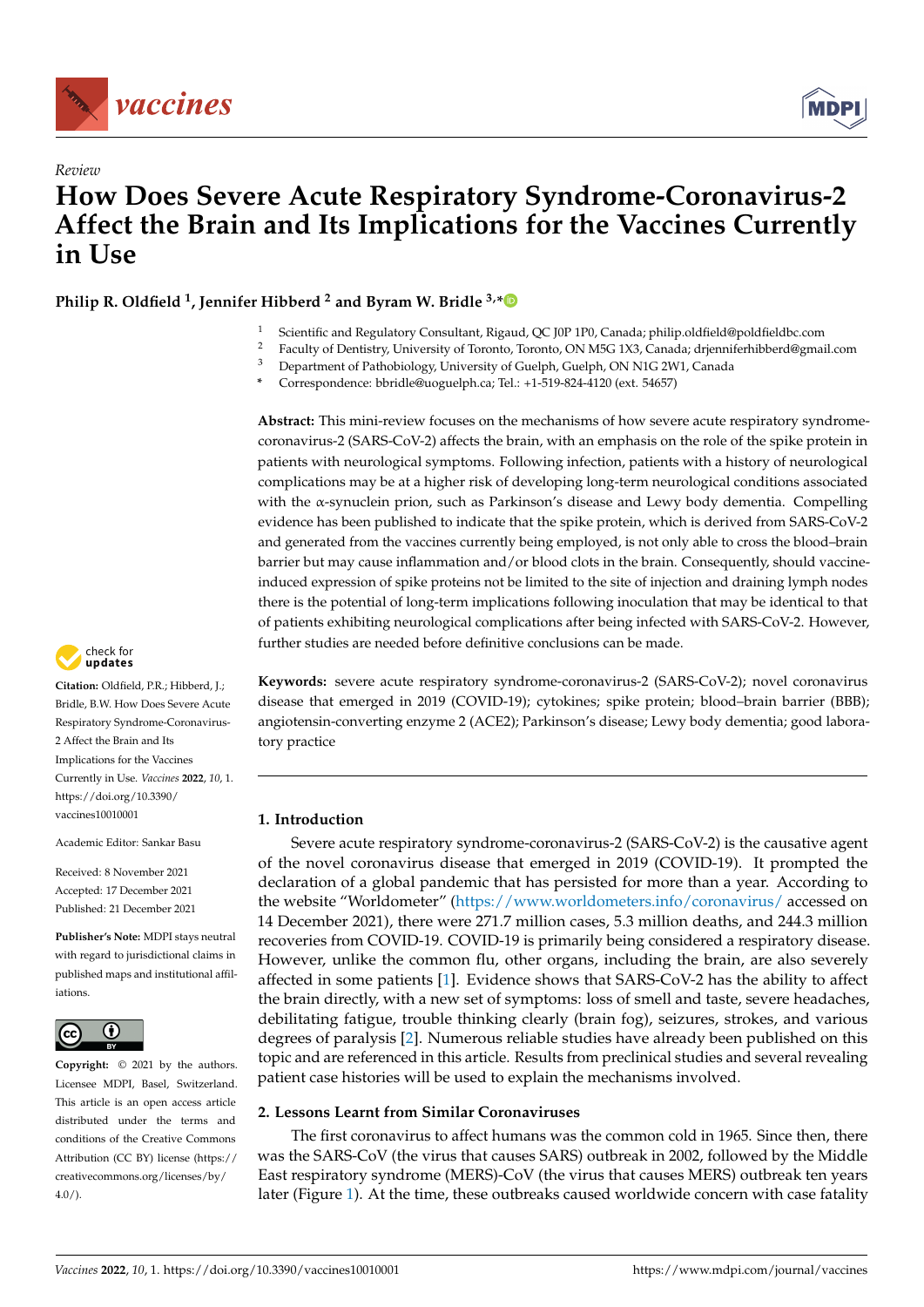*Review*

# How Does Severe Acute Respiratory Syndrome-Coronavirus-2 Affect the Brain and Its Implications for the Vaccines Currently in Use

**Philip R. Oldfield [1], Jennifer Hibberd [2] and Byram W. Bridle [3,*]**

[1] Scientific and Regulatory Consultant, Rigaud, QC J0P 1P0, Canada; philip.oldfield@poldfieldbc.com
[2] Faculty of Dentistry, University of Toronto, Toronto, ON M5G 1X3, Canada; drjenniferhibberd@gmail.com
[3] Department of Pathobiology, University of Guelph, Guelph, ON N1G 2W1, Canada
* Correspondence: bbridle@uoguelph.ca; Tel.: +1-519-824-4120 (ext. 54657)

**Abstract:** This mini-review focuses on the mechanisms of how severe acute respiratory syndrome-coronavirus-2 (SARS-CoV-2) affects the brain, with an emphasis on the role of the spike protein in patients with neurological symptoms. Following infection, patients with a history of neurological complications may be at a higher risk of developing long-term neurological conditions associated with the α-synuclein prion, such as Parkinson's disease and Lewy body dementia. Compelling evidence has been published to indicate that the spike protein, which is derived from SARS-CoV-2 and generated from the vaccines currently being employed, is not only able to cross the blood–brain barrier but may cause inflammation and/or blood clots in the brain. Consequently, should vaccine-induced expression of spike proteins not be limited to the site of injection and draining lymph nodes there is the potential of long-term implications following inoculation that may be identical to that of patients exhibiting neurological complications after being infected with SARS-CoV-2. However, further studies are needed before definitive conclusions can be made.

**Keywords:** severe acute respiratory syndrome-coronavirus-2 (SARS-CoV-2); novel coronavirus disease that emerged in 2019 (COVID-19); cytokines; spike protein; blood–brain barrier (BBB); angiotensin-converting enzyme 2 (ACE2); Parkinson's disease; Lewy body dementia; good laboratory practice

**Citation:** Oldfield, P.R.; Hibberd, J.; Bridle, B.W. How Does Severe Acute Respiratory Syndrome-Coronavirus-2 Affect the Brain and Its Implications for the Vaccines Currently in Use. *Vaccines* **2022**, *10*, 1. https://doi.org/10.3390/vaccines10010001

Academic Editor: Sankar Basu

Received: 8 November 2021
Accepted: 17 December 2021
Published: 21 December 2021

**Publisher's Note:** MDPI stays neutral with regard to jurisdictional claims in published maps and institutional affiliations.

**Copyright:** © 2021 by the authors. Licensee MDPI, Basel, Switzerland. This article is an open access article distributed under the terms and conditions of the Creative Commons Attribution (CC BY) license (https://creativecommons.org/licenses/by/4.0/).

## 1. Introduction

Severe acute respiratory syndrome-coronavirus-2 (SARS-CoV-2) is the causative agent of the novel coronavirus disease that emerged in 2019 (COVID-19). It prompted the declaration of a global pandemic that has persisted for more than a year. According to the website "Worldometer" (https://www.worldometers.info/coronavirus/ accessed on 14 December 2021), there were 271.7 million cases, 5.3 million deaths, and 244.3 million recoveries from COVID-19. COVID-19 is primarily being considered a respiratory disease. However, unlike the common flu, other organs, including the brain, are also severely affected in some patients [1]. Evidence shows that SARS-CoV-2 has the ability to affect the brain directly, with a new set of symptoms: loss of smell and taste, severe headaches, debilitating fatigue, trouble thinking clearly (brain fog), seizures, strokes, and various degrees of paralysis [2]. Numerous reliable studies have already been published on this topic and are referenced in this article. Results from preclinical studies and several revealing patient case histories will be used to explain the mechanisms involved.

## 2. Lessons Learnt from Similar Coronaviruses

The first coronavirus to affect humans was the common cold in 1965. Since then, there was the SARS-CoV (the virus that causes SARS) outbreak in 2002, followed by the Middle East respiratory syndrome (MERS)-CoV (the virus that causes MERS) outbreak ten years later (Figure 1). At the time, these outbreaks caused worldwide concern with case fatality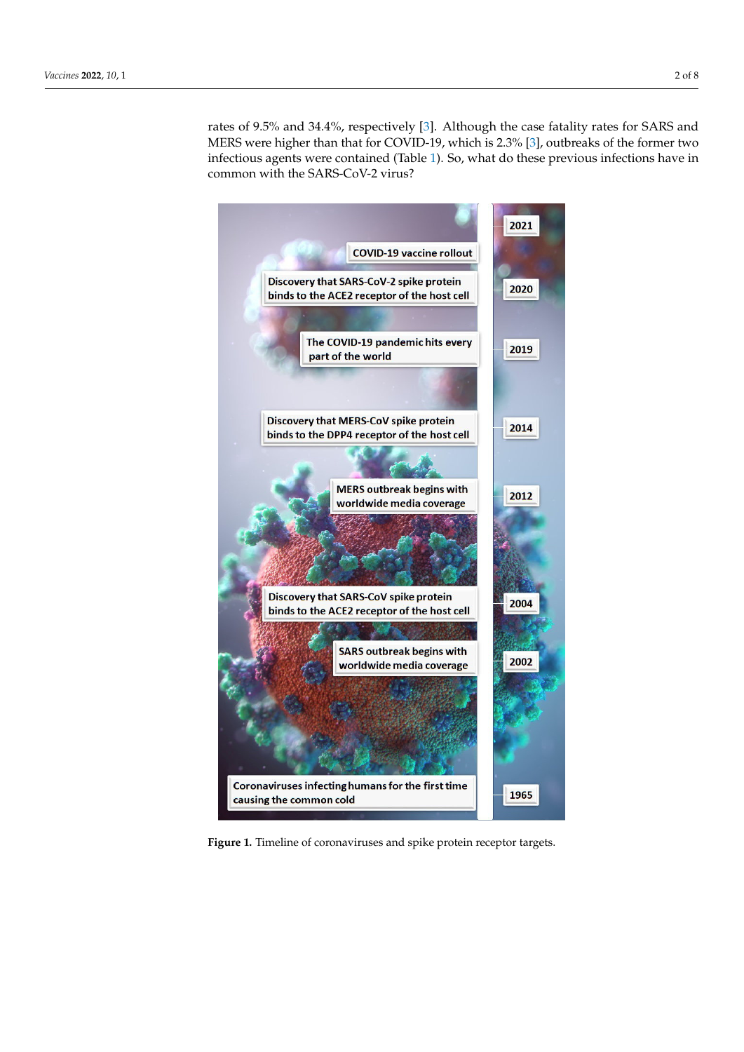rates of 9.5% and 34.4%, respectively [3]. Although the case fatality rates for SARS and MERS were higher than that for COVID-19, which is 2.3% [3], outbreaks of the former two infectious agents were contained (Table 1). So, what do these previous infections have in common with the SARS-CoV-2 virus?

| Year | Event |
|---|---|
| 2021 | COVID-19 vaccine rollout |
| 2020 | Discovery that SARS-CoV-2 spike protein binds to the ACE2 receptor of the host cell |
| 2019 | The COVID-19 pandemic hits every part of the world |
| 2014 | Discovery that MERS-CoV spike protein binds to the DPP4 receptor of the host cell |
| 2012 | MERS outbreak begins with worldwide media coverage |
| 2004 | Discovery that SARS-CoV spike protein binds to the ACE2 receptor of the host cell |
| 2002 | SARS outbreak begins with worldwide media coverage |
| 1965 | Coronaviruses infecting humans for the first time causing the common cold |

**Figure 1.** Timeline of coronaviruses and spike protein receptor targets.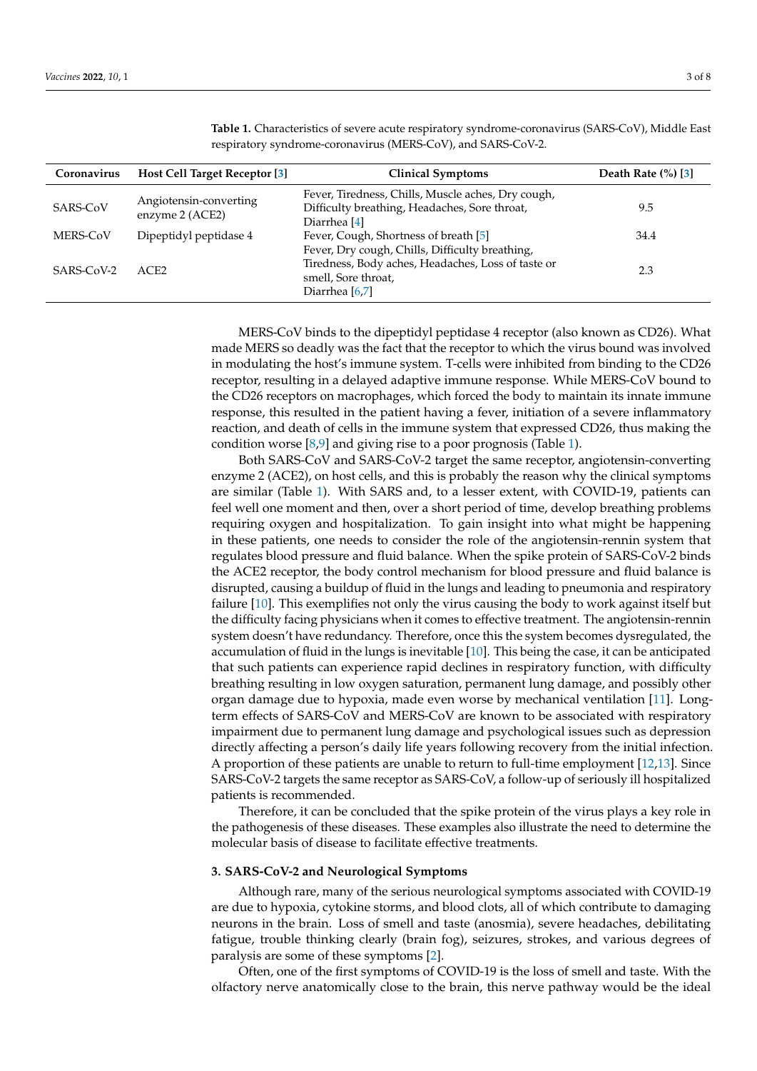**Table 1.** Characteristics of severe acute respiratory syndrome-coronavirus (SARS-CoV), Middle East respiratory syndrome-coronavirus (MERS-CoV), and SARS-CoV-2.

| Coronavirus | Host Cell Target Receptor [3] | Clinical Symptoms | Death Rate (%) [3] |
|---|---|---|---|
| SARS-CoV | Angiotensin-converting enzyme 2 (ACE2) | Fever, Tiredness, Chills, Muscle aches, Dry cough, Difficulty breathing, Headaches, Sore throat, Diarrhea [4] | 9.5 |
| MERS-CoV | Dipeptidyl peptidase 4 | Fever, Cough, Shortness of breath [5] | 34.4 |
| SARS-CoV-2 | ACE2 | Fever, Dry cough, Chills, Difficulty breathing, Tiredness, Body aches, Headaches, Loss of taste or smell, Sore throat, Diarrhea [6,7] | 2.3 |

MERS-CoV binds to the dipeptidyl peptidase 4 receptor (also known as CD26). What made MERS so deadly was the fact that the receptor to which the virus bound was involved in modulating the host's immune system. T-cells were inhibited from binding to the CD26 receptor, resulting in a delayed adaptive immune response. While MERS-CoV bound to the CD26 receptors on macrophages, which forced the body to maintain its innate immune response, this resulted in the patient having a fever, initiation of a severe inflammatory reaction, and death of cells in the immune system that expressed CD26, thus making the condition worse [8,9] and giving rise to a poor prognosis (Table 1).

Both SARS-CoV and SARS-CoV-2 target the same receptor, angiotensin-converting enzyme 2 (ACE2), on host cells, and this is probably the reason why the clinical symptoms are similar (Table 1). With SARS and, to a lesser extent, with COVID-19, patients can feel well one moment and then, over a short period of time, develop breathing problems requiring oxygen and hospitalization. To gain insight into what might be happening in these patients, one needs to consider the role of the angiotensin-rennin system that regulates blood pressure and fluid balance. When the spike protein of SARS-CoV-2 binds the ACE2 receptor, the body control mechanism for blood pressure and fluid balance is disrupted, causing a buildup of fluid in the lungs and leading to pneumonia and respiratory failure [10]. This exemplifies not only the virus causing the body to work against itself but the difficulty facing physicians when it comes to effective treatment. The angiotensin-rennin system doesn't have redundancy. Therefore, once this the system becomes dysregulated, the accumulation of fluid in the lungs is inevitable [10]. This being the case, it can be anticipated that such patients can experience rapid declines in respiratory function, with difficulty breathing resulting in low oxygen saturation, permanent lung damage, and possibly other organ damage due to hypoxia, made even worse by mechanical ventilation [11]. Long-term effects of SARS-CoV and MERS-CoV are known to be associated with respiratory impairment due to permanent lung damage and psychological issues such as depression directly affecting a person's daily life years following recovery from the initial infection. A proportion of these patients are unable to return to full-time employment [12,13]. Since SARS-CoV-2 targets the same receptor as SARS-CoV, a follow-up of seriously ill hospitalized patients is recommended.

Therefore, it can be concluded that the spike protein of the virus plays a key role in the pathogenesis of these diseases. These examples also illustrate the need to determine the molecular basis of disease to facilitate effective treatments.

## 3. SARS-CoV-2 and Neurological Symptoms

Although rare, many of the serious neurological symptoms associated with COVID-19 are due to hypoxia, cytokine storms, and blood clots, all of which contribute to damaging neurons in the brain. Loss of smell and taste (anosmia), severe headaches, debilitating fatigue, trouble thinking clearly (brain fog), seizures, strokes, and various degrees of paralysis are some of these symptoms [2].

Often, one of the first symptoms of COVID-19 is the loss of smell and taste. With the olfactory nerve anatomically close to the brain, this nerve pathway would be the ideal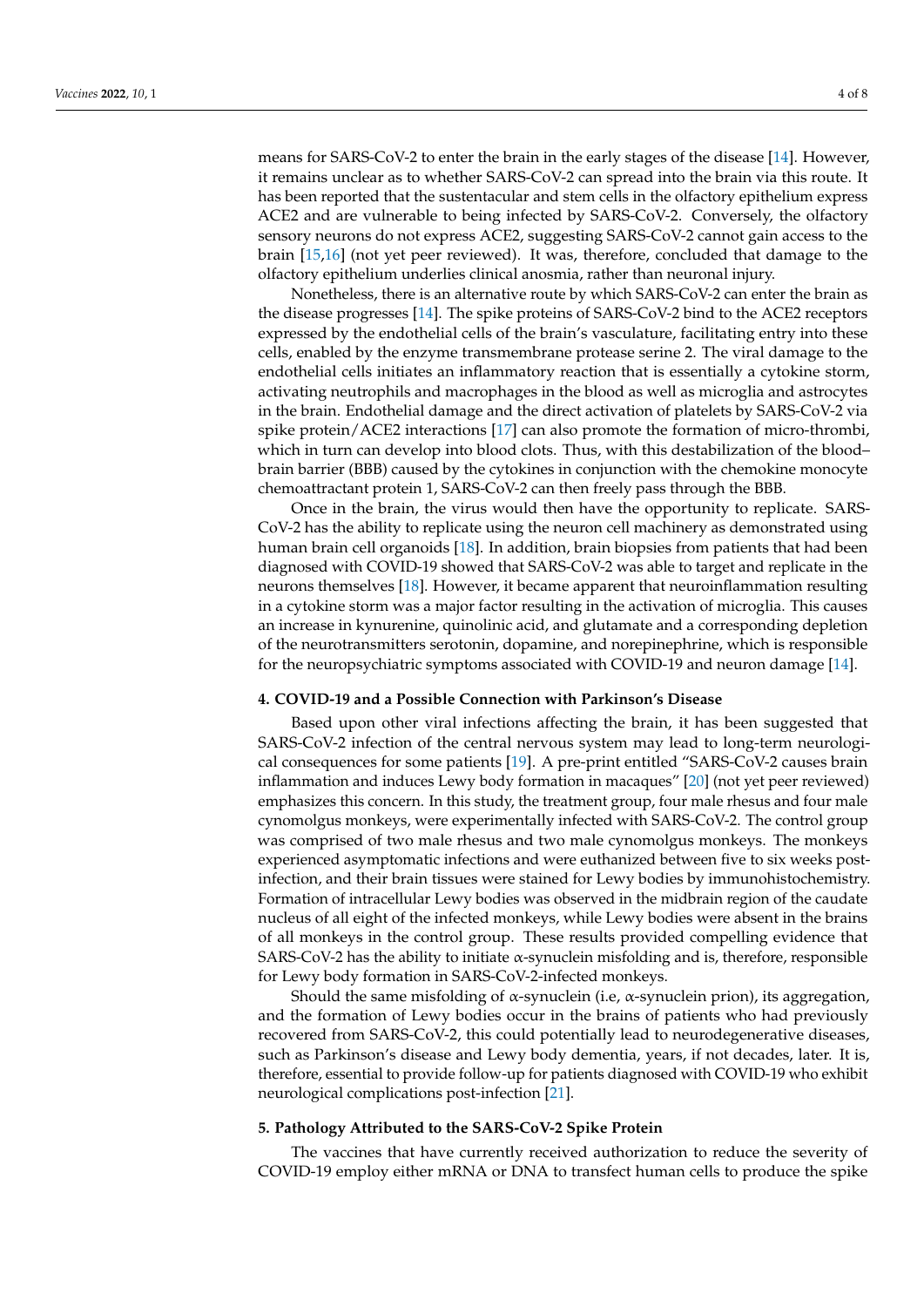means for SARS-CoV-2 to enter the brain in the early stages of the disease [14]. However, it remains unclear as to whether SARS-CoV-2 can spread into the brain via this route. It has been reported that the sustentacular and stem cells in the olfactory epithelium express ACE2 and are vulnerable to being infected by SARS-CoV-2. Conversely, the olfactory sensory neurons do not express ACE2, suggesting SARS-CoV-2 cannot gain access to the brain [15,16] (not yet peer reviewed). It was, therefore, concluded that damage to the olfactory epithelium underlies clinical anosmia, rather than neuronal injury.

Nonetheless, there is an alternative route by which SARS-CoV-2 can enter the brain as the disease progresses [14]. The spike proteins of SARS-CoV-2 bind to the ACE2 receptors expressed by the endothelial cells of the brain's vasculature, facilitating entry into these cells, enabled by the enzyme transmembrane protease serine 2. The viral damage to the endothelial cells initiates an inflammatory reaction that is essentially a cytokine storm, activating neutrophils and macrophages in the blood as well as microglia and astrocytes in the brain. Endothelial damage and the direct activation of platelets by SARS-CoV-2 via spike protein/ACE2 interactions [17] can also promote the formation of micro-thrombi, which in turn can develop into blood clots. Thus, with this destabilization of the blood–brain barrier (BBB) caused by the cytokines in conjunction with the chemokine monocyte chemoattractant protein 1, SARS-CoV-2 can then freely pass through the BBB.

Once in the brain, the virus would then have the opportunity to replicate. SARS-CoV-2 has the ability to replicate using the neuron cell machinery as demonstrated using human brain cell organoids [18]. In addition, brain biopsies from patients that had been diagnosed with COVID-19 showed that SARS-CoV-2 was able to target and replicate in the neurons themselves [18]. However, it became apparent that neuroinflammation resulting in a cytokine storm was a major factor resulting in the activation of microglia. This causes an increase in kynurenine, quinolinic acid, and glutamate and a corresponding depletion of the neurotransmitters serotonin, dopamine, and norepinephrine, which is responsible for the neuropsychiatric symptoms associated with COVID-19 and neuron damage [14].

## 4. COVID-19 and a Possible Connection with Parkinson's Disease

Based upon other viral infections affecting the brain, it has been suggested that SARS-CoV-2 infection of the central nervous system may lead to long-term neurological consequences for some patients [19]. A pre-print entitled "SARS-CoV-2 causes brain inflammation and induces Lewy body formation in macaques" [20] (not yet peer reviewed) emphasizes this concern. In this study, the treatment group, four male rhesus and four male cynomolgus monkeys, were experimentally infected with SARS-CoV-2. The control group was comprised of two male rhesus and two male cynomolgus monkeys. The monkeys experienced asymptomatic infections and were euthanized between five to six weeks post-infection, and their brain tissues were stained for Lewy bodies by immunohistochemistry. Formation of intracellular Lewy bodies was observed in the midbrain region of the caudate nucleus of all eight of the infected monkeys, while Lewy bodies were absent in the brains of all monkeys in the control group. These results provided compelling evidence that SARS-CoV-2 has the ability to initiate α-synuclein misfolding and is, therefore, responsible for Lewy body formation in SARS-CoV-2-infected monkeys.

Should the same misfolding of α-synuclein (i.e, α-synuclein prion), its aggregation, and the formation of Lewy bodies occur in the brains of patients who had previously recovered from SARS-CoV-2, this could potentially lead to neurodegenerative diseases, such as Parkinson's disease and Lewy body dementia, years, if not decades, later. It is, therefore, essential to provide follow-up for patients diagnosed with COVID-19 who exhibit neurological complications post-infection [21].

## 5. Pathology Attributed to the SARS-CoV-2 Spike Protein

The vaccines that have currently received authorization to reduce the severity of COVID-19 employ either mRNA or DNA to transfect human cells to produce the spike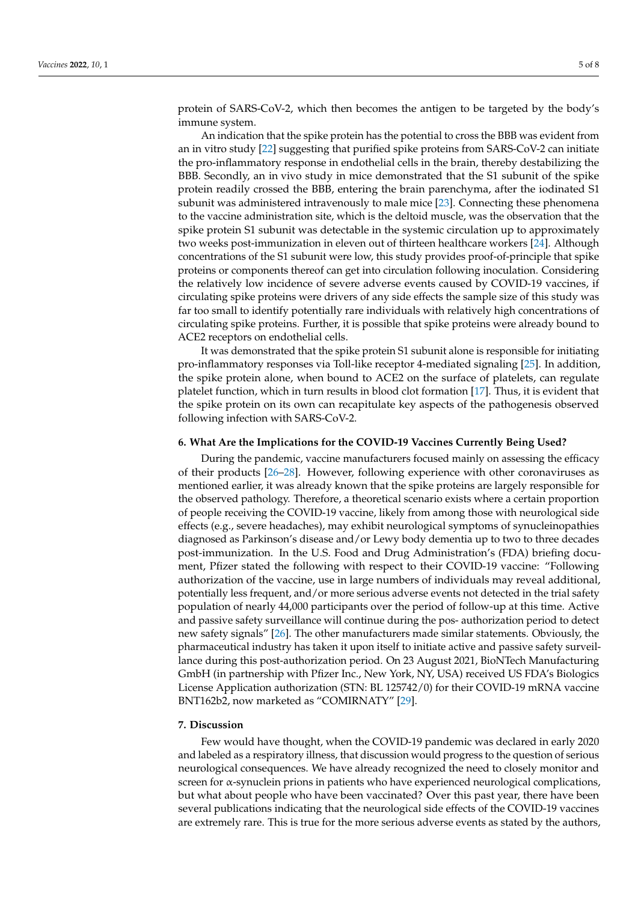protein of SARS-CoV-2, which then becomes the antigen to be targeted by the body's immune system.

An indication that the spike protein has the potential to cross the BBB was evident from an in vitro study [22] suggesting that purified spike proteins from SARS-CoV-2 can initiate the pro-inflammatory response in endothelial cells in the brain, thereby destabilizing the BBB. Secondly, an in vivo study in mice demonstrated that the S1 subunit of the spike protein readily crossed the BBB, entering the brain parenchyma, after the iodinated S1 subunit was administered intravenously to male mice [23]. Connecting these phenomena to the vaccine administration site, which is the deltoid muscle, was the observation that the spike protein S1 subunit was detectable in the systemic circulation up to approximately two weeks post-immunization in eleven out of thirteen healthcare workers [24]. Although concentrations of the S1 subunit were low, this study provides proof-of-principle that spike proteins or components thereof can get into circulation following inoculation. Considering the relatively low incidence of severe adverse events caused by COVID-19 vaccines, if circulating spike proteins were drivers of any side effects the sample size of this study was far too small to identify potentially rare individuals with relatively high concentrations of circulating spike proteins. Further, it is possible that spike proteins were already bound to ACE2 receptors on endothelial cells.

It was demonstrated that the spike protein S1 subunit alone is responsible for initiating pro-inflammatory responses via Toll-like receptor 4-mediated signaling [25]. In addition, the spike protein alone, when bound to ACE2 on the surface of platelets, can regulate platelet function, which in turn results in blood clot formation [17]. Thus, it is evident that the spike protein on its own can recapitulate key aspects of the pathogenesis observed following infection with SARS-CoV-2.

## 6. What Are the Implications for the COVID-19 Vaccines Currently Being Used?

During the pandemic, vaccine manufacturers focused mainly on assessing the efficacy of their products [26–28]. However, following experience with other coronaviruses as mentioned earlier, it was already known that the spike proteins are largely responsible for the observed pathology. Therefore, a theoretical scenario exists where a certain proportion of people receiving the COVID-19 vaccine, likely from among those with neurological side effects (e.g., severe headaches), may exhibit neurological symptoms of synucleinopathies diagnosed as Parkinson's disease and/or Lewy body dementia up to two to three decades post-immunization. In the U.S. Food and Drug Administration's (FDA) briefing document, Pfizer stated the following with respect to their COVID-19 vaccine: "Following authorization of the vaccine, use in large numbers of individuals may reveal additional, potentially less frequent, and/or more serious adverse events not detected in the trial safety population of nearly 44,000 participants over the period of follow-up at this time. Active and passive safety surveillance will continue during the pos- authorization period to detect new safety signals" [26]. The other manufacturers made similar statements. Obviously, the pharmaceutical industry has taken it upon itself to initiate active and passive safety surveillance during this post-authorization period. On 23 August 2021, BioNTech Manufacturing GmbH (in partnership with Pfizer Inc., New York, NY, USA) received US FDA's Biologics License Application authorization (STN: BL 125742/0) for their COVID-19 mRNA vaccine BNT162b2, now marketed as "COMIRNATY" [29].

## 7. Discussion

Few would have thought, when the COVID-19 pandemic was declared in early 2020 and labeled as a respiratory illness, that discussion would progress to the question of serious neurological consequences. We have already recognized the need to closely monitor and screen for $\alpha$-synuclein prions in patients who have experienced neurological complications, but what about people who have been vaccinated? Over this past year, there have been several publications indicating that the neurological side effects of the COVID-19 vaccines are extremely rare. This is true for the more serious adverse events as stated by the authors,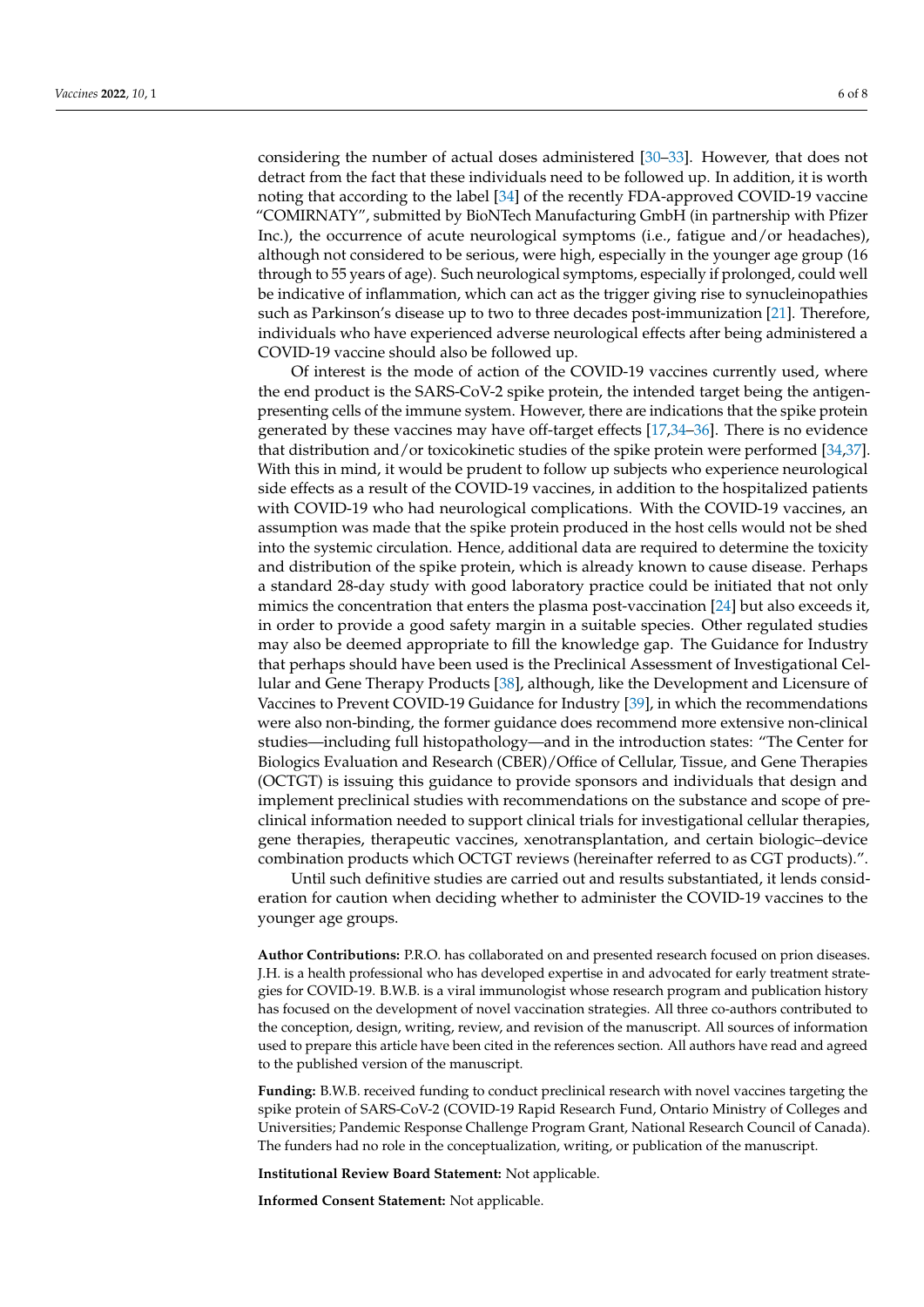considering the number of actual doses administered [30–33]. However, that does not detract from the fact that these individuals need to be followed up. In addition, it is worth noting that according to the label [34] of the recently FDA-approved COVID-19 vaccine "COMIRNATY", submitted by BioNTech Manufacturing GmbH (in partnership with Pfizer Inc.), the occurrence of acute neurological symptoms (i.e., fatigue and/or headaches), although not considered to be serious, were high, especially in the younger age group (16 through to 55 years of age). Such neurological symptoms, especially if prolonged, could well be indicative of inflammation, which can act as the trigger giving rise to synucleinopathies such as Parkinson's disease up to two to three decades post-immunization [21]. Therefore, individuals who have experienced adverse neurological effects after being administered a COVID-19 vaccine should also be followed up.

Of interest is the mode of action of the COVID-19 vaccines currently used, where the end product is the SARS-CoV-2 spike protein, the intended target being the antigen-presenting cells of the immune system. However, there are indications that the spike protein generated by these vaccines may have off-target effects [17,34–36]. There is no evidence that distribution and/or toxicokinetic studies of the spike protein were performed [34,37]. With this in mind, it would be prudent to follow up subjects who experience neurological side effects as a result of the COVID-19 vaccines, in addition to the hospitalized patients with COVID-19 who had neurological complications. With the COVID-19 vaccines, an assumption was made that the spike protein produced in the host cells would not be shed into the systemic circulation. Hence, additional data are required to determine the toxicity and distribution of the spike protein, which is already known to cause disease. Perhaps a standard 28-day study with good laboratory practice could be initiated that not only mimics the concentration that enters the plasma post-vaccination [24] but also exceeds it, in order to provide a good safety margin in a suitable species. Other regulated studies may also be deemed appropriate to fill the knowledge gap. The Guidance for Industry that perhaps should have been used is the Preclinical Assessment of Investigational Cellular and Gene Therapy Products [38], although, like the Development and Licensure of Vaccines to Prevent COVID-19 Guidance for Industry [39], in which the recommendations were also non-binding, the former guidance does recommend more extensive non-clinical studies—including full histopathology—and in the introduction states: "The Center for Biologics Evaluation and Research (CBER)/Office of Cellular, Tissue, and Gene Therapies (OCTGT) is issuing this guidance to provide sponsors and individuals that design and implement preclinical studies with recommendations on the substance and scope of preclinical information needed to support clinical trials for investigational cellular therapies, gene therapies, therapeutic vaccines, xenotransplantation, and certain biologic–device combination products which OCTGT reviews (hereinafter referred to as CGT products).".

Until such definitive studies are carried out and results substantiated, it lends consideration for caution when deciding whether to administer the COVID-19 vaccines to the younger age groups.

**Author Contributions:** P.R.O. has collaborated on and presented research focused on prion diseases. J.H. is a health professional who has developed expertise in and advocated for early treatment strategies for COVID-19. B.W.B. is a viral immunologist whose research program and publication history has focused on the development of novel vaccination strategies. All three co-authors contributed to the conception, design, writing, review, and revision of the manuscript. All sources of information used to prepare this article have been cited in the references section. All authors have read and agreed to the published version of the manuscript.

**Funding:** B.W.B. received funding to conduct preclinical research with novel vaccines targeting the spike protein of SARS-CoV-2 (COVID-19 Rapid Research Fund, Ontario Ministry of Colleges and Universities; Pandemic Response Challenge Program Grant, National Research Council of Canada). The funders had no role in the conceptualization, writing, or publication of the manuscript.

**Institutional Review Board Statement:** Not applicable.

**Informed Consent Statement:** Not applicable.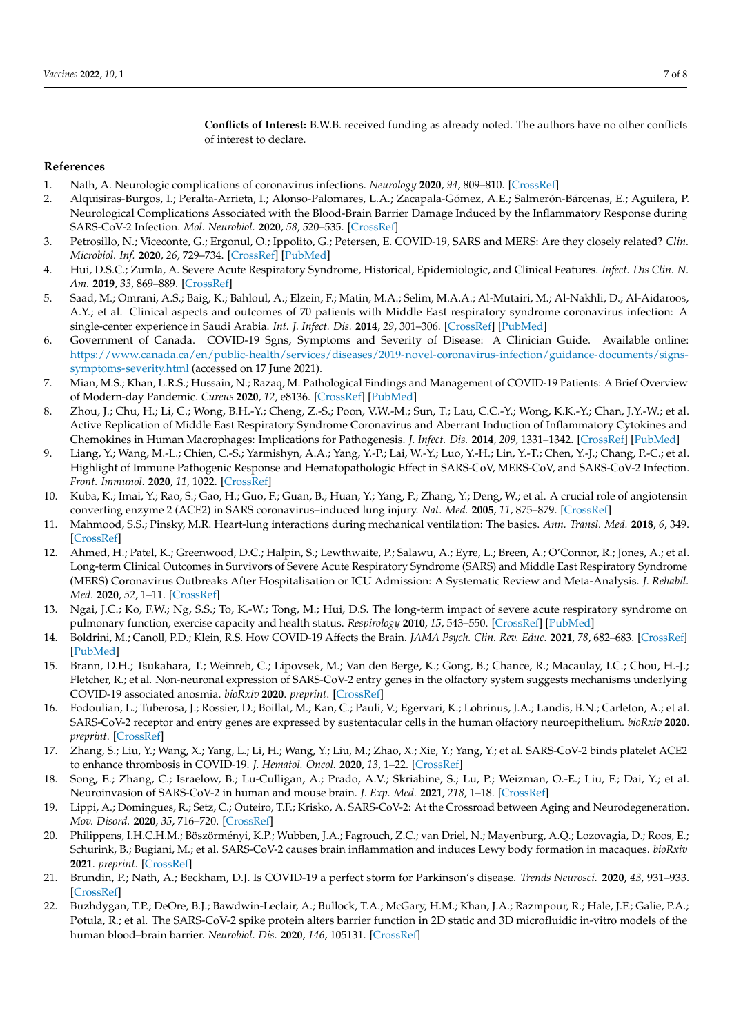**Conflicts of Interest:** B.W.B. received funding as already noted. The authors have no other conflicts of interest to declare.

## References

1. Nath, A. Neurologic complications of coronavirus infections. *Neurology* **2020**, *94*, 809–810. [CrossRef]
2. Alquisiras-Burgos, I.; Peralta-Arrieta, I.; Alonso-Palomares, L.A.; Zacapala-Gómez, A.E.; Salmerón-Bárcenas, E.; Aguilera, P. Neurological Complications Associated with the Blood-Brain Barrier Damage Induced by the Inflammatory Response during SARS-CoV-2 Infection. *Mol. Neurobiol.* **2020**, *58*, 520–535. [CrossRef]
3. Petrosillo, N.; Viceconte, G.; Ergonul, O.; Ippolito, G.; Petersen, E. COVID-19, SARS and MERS: Are they closely related? *Clin. Microbiol. Inf.* **2020**, *26*, 729–734. [CrossRef] [PubMed]
4. Hui, D.S.C.; Zumla, A. Severe Acute Respiratory Syndrome, Historical, Epidemiologic, and Clinical Features. *Infect. Dis Clin. N. Am.* **2019**, *33*, 869–889. [CrossRef]
5. Saad, M.; Omrani, A.S.; Baig, K.; Bahloul, A.; Elzein, F.; Matin, M.A.; Selim, M.A.A.; Al-Mutairi, M.; Al-Nakhli, D.; Al-Aidaroos, A.Y.; et al. Clinical aspects and outcomes of 70 patients with Middle East respiratory syndrome coronavirus infection: A single-center experience in Saudi Arabia. *Int. J. Infect. Dis.* **2014**, *29*, 301–306. [CrossRef] [PubMed]
6. Government of Canada. COVID-19 Sgns, Symptoms and Severity of Disease: A Clinician Guide. Available online: https://www.canada.ca/en/public-health/services/diseases/2019-novel-coronavirus-infection/guidance-documents/signs-symptoms-severity.html (accessed on 17 June 2021).
7. Mian, M.S.; Khan, L.R.S.; Hussain, N.; Razaq, M. Pathological Findings and Management of COVID-19 Patients: A Brief Overview of Modern-day Pandemic. *Cureus* **2020**, *12*, e8136. [CrossRef] [PubMed]
8. Zhou, J.; Chu, H.; Li, C.; Wong, B.H.-Y.; Cheng, Z.-S.; Poon, V.W.-M.; Sun, T.; Lau, C.C.-Y.; Wong, K.K.-Y.; Chan, J.Y.-W.; et al. Active Replication of Middle East Respiratory Syndrome Coronavirus and Aberrant Induction of Inflammatory Cytokines and Chemokines in Human Macrophages: Implications for Pathogenesis. *J. Infect. Dis.* **2014**, *209*, 1331–1342. [CrossRef] [PubMed]
9. Liang, Y.; Wang, M.-L.; Chien, C.-S.; Yarmishyn, A.A.; Yang, Y.-P.; Lai, W.-Y.; Luo, Y.-H.; Lin, Y.-T.; Chen, Y.-J.; Chang, P.-C.; et al. Highlight of Immune Pathogenic Response and Hematopathologic Effect in SARS-CoV, MERS-CoV, and SARS-CoV-2 Infection. *Front. Immunol.* **2020**, *11*, 1022. [CrossRef]
10. Kuba, K.; Imai, Y.; Rao, S.; Gao, H.; Guo, F.; Guan, B.; Huan, Y.; Yang, P.; Zhang, Y.; Deng, W.; et al. A crucial role of angiotensin converting enzyme 2 (ACE2) in SARS coronavirus–induced lung injury. *Nat. Med.* **2005**, *11*, 875–879. [CrossRef]
11. Mahmood, S.S.; Pinsky, M.R. Heart-lung interactions during mechanical ventilation: The basics. *Ann. Transl. Med.* **2018**, *6*, 349. [CrossRef]
12. Ahmed, H.; Patel, K.; Greenwood, D.C.; Halpin, S.; Lewthwaite, P.; Salawu, A.; Eyre, L.; Breen, A.; O'Connor, R.; Jones, A.; et al. Long-term Clinical Outcomes in Survivors of Severe Acute Respiratory Syndrome (SARS) and Middle East Respiratory Syndrome (MERS) Coronavirus Outbreaks After Hospitalisation or ICU Admission: A Systematic Review and Meta-Analysis. *J. Rehabil. Med.* **2020**, *52*, 1–11. [CrossRef]
13. Ngai, J.C.; Ko, F.W.; Ng, S.S.; To, K.-W.; Tong, M.; Hui, D.S. The long-term impact of severe acute respiratory syndrome on pulmonary function, exercise capacity and health status. *Respirology* **2010**, *15*, 543–550. [CrossRef] [PubMed]
14. Boldrini, M.; Canoll, P.D.; Klein, R.S. How COVID-19 Affects the Brain. *JAMA Psych. Clin. Rev. Educ.* **2021**, *78*, 682–683. [CrossRef] [PubMed]
15. Brann, D.H.; Tsukahara, T.; Weinreb, C.; Lipovsek, M.; Van den Berge, K.; Gong, B.; Chance, R.; Macaulay, I.C.; Chou, H.-J.; Fletcher, R.; et al. Non-neuronal expression of SARS-CoV-2 entry genes in the olfactory system suggests mechanisms underlying COVID-19 associated anosmia. *bioRxiv* **2020**. *preprint*. [CrossRef]
16. Fodoulian, L.; Tuberosa, J.; Rossier, D.; Boillat, M.; Kan, C.; Pauli, V.; Egervari, K.; Lobrinus, J.A.; Landis, B.N.; Carleton, A.; et al. SARS-CoV-2 receptor and entry genes are expressed by sustentacular cells in the human olfactory neuroepithelium. *bioRxiv* **2020**. *preprint*. [CrossRef]
17. Zhang, S.; Liu, Y.; Wang, X.; Yang, L.; Li, H.; Wang, Y.; Liu, M.; Zhao, X.; Xie, Y.; Yang, Y.; et al. SARS-CoV-2 binds platelet ACE2 to enhance thrombosis in COVID-19. *J. Hematol. Oncol.* **2020**, *13*, 1–22. [CrossRef]
18. Song, E.; Zhang, C.; Israelow, B.; Lu-Culligan, A.; Prado, A.V.; Skriabine, S.; Lu, P.; Weizman, O.-E.; Liu, F.; Dai, Y.; et al. Neuroinvasion of SARS-CoV-2 in human and mouse brain. *J. Exp. Med.* **2021**, *218*, 1–18. [CrossRef]
19. Lippi, A.; Domingues, R.; Setz, C.; Outeiro, T.F.; Krisko, A. SARS-CoV-2: At the Crossroad between Aging and Neurodegeneration. *Mov. Disord.* **2020**, *35*, 716–720. [CrossRef]
20. Philippens, I.H.C.H.M.; Böszörményi, K.P.; Wubben, J.A.; Fagrouch, Z.C.; van Driel, N.; Mayenburg, A.Q.; Lozovagia, D.; Roos, E.; Schurink, B.; Bugiani, M.; et al. SARS-CoV-2 causes brain inflammation and induces Lewy body formation in macaques. *bioRxiv* **2021**. *preprint*. [CrossRef]
21. Brundin, P.; Nath, A.; Beckham, D.J. Is COVID-19 a perfect storm for Parkinson's disease. *Trends Neurosci.* **2020**, *43*, 931–933. [CrossRef]
22. Buzhdygan, T.P.; DeOre, B.J.; Bawdwin-Leclair, A.; Bullock, T.A.; McGary, H.M.; Khan, J.A.; Razmpour, R.; Hale, J.F.; Galie, P.A.; Potula, R.; et al. The SARS-CoV-2 spike protein alters barrier function in 2D static and 3D microfluidic in-vitro models of the human blood–brain barrier. *Neurobiol. Dis.* **2020**, *146*, 105131. [CrossRef]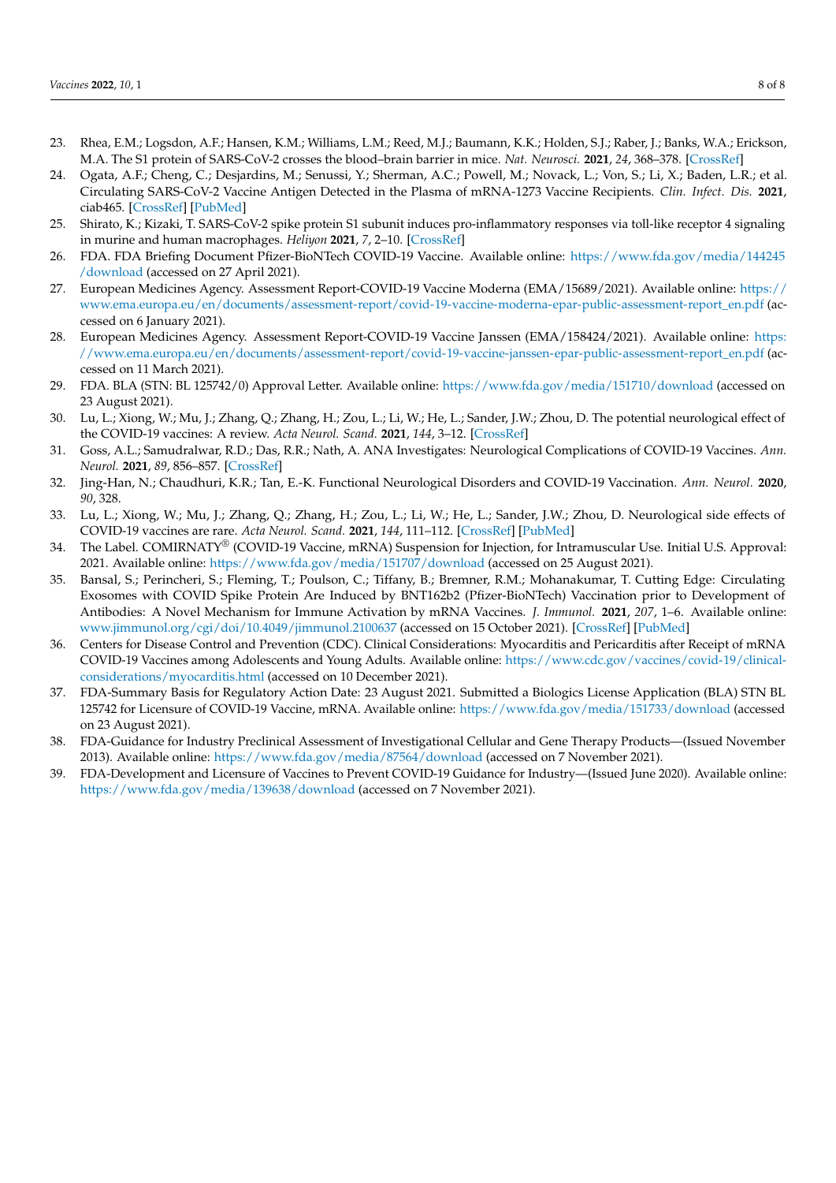23. Rhea, E.M.; Logsdon, A.F.; Hansen, K.M.; Williams, L.M.; Reed, M.J.; Baumann, K.K.; Holden, S.J.; Raber, J.; Banks, W.A.; Erickson, M.A. The S1 protein of SARS-CoV-2 crosses the blood–brain barrier in mice. *Nat. Neurosci.* **2021**, *24*, 368–378. [CrossRef]
24. Ogata, A.F.; Cheng, C.; Desjardins, M.; Senussi, Y.; Sherman, A.C.; Powell, M.; Novack, L.; Von, S.; Li, X.; Baden, L.R.; et al. Circulating SARS-CoV-2 Vaccine Antigen Detected in the Plasma of mRNA-1273 Vaccine Recipients. *Clin. Infect. Dis.* **2021**, ciab465. [CrossRef] [PubMed]
25. Shirato, K.; Kizaki, T. SARS-CoV-2 spike protein S1 subunit induces pro-inflammatory responses via toll-like receptor 4 signaling in murine and human macrophages. *Heliyon* **2021**, *7*, 2–10. [CrossRef]
26. FDA. FDA Briefing Document Pfizer-BioNTech COVID-19 Vaccine. Available online: https://www.fda.gov/media/144245/download (accessed on 27 April 2021).
27. European Medicines Agency. Assessment Report-COVID-19 Vaccine Moderna (EMA/15689/2021). Available online: https://www.ema.europa.eu/en/documents/assessment-report/covid-19-vaccine-moderna-epar-public-assessment-report_en.pdf (accessed on 6 January 2021).
28. European Medicines Agency. Assessment Report-COVID-19 Vaccine Janssen (EMA/158424/2021). Available online: https://www.ema.europa.eu/en/documents/assessment-report/covid-19-vaccine-janssen-epar-public-assessment-report_en.pdf (accessed on 11 March 2021).
29. FDA. BLA (STN: BL 125742/0) Approval Letter. Available online: https://www.fda.gov/media/151710/download (accessed on 23 August 2021).
30. Lu, L.; Xiong, W.; Mu, J.; Zhang, Q.; Zhang, H.; Zou, L.; Li, W.; He, L.; Sander, J.W.; Zhou, D. The potential neurological effect of the COVID-19 vaccines: A review. *Acta Neurol. Scand.* **2021**, *144*, 3–12. [CrossRef]
31. Goss, A.L.; Samudralwar, R.D.; Das, R.R.; Nath, A. ANA Investigates: Neurological Complications of COVID-19 Vaccines. *Ann. Neurol.* **2021**, *89*, 856–857. [CrossRef]
32. Jing-Han, N.; Chaudhuri, K.R.; Tan, E.-K. Functional Neurological Disorders and COVID-19 Vaccination. *Ann. Neurol.* **2020**, *90*, 328.
33. Lu, L.; Xiong, W.; Mu, J.; Zhang, Q.; Zhang, H.; Zou, L.; Li, W.; He, L.; Sander, J.W.; Zhou, D. Neurological side effects of COVID-19 vaccines are rare. *Acta Neurol. Scand.* **2021**, *144*, 111–112. [CrossRef] [PubMed]
34. The Label. COMIRNATY® (COVID-19 Vaccine, mRNA) Suspension for Injection, for Intramuscular Use. Initial U.S. Approval: 2021. Available online: https://www.fda.gov/media/151707/download (accessed on 25 August 2021).
35. Bansal, S.; Perincheri, S.; Fleming, T.; Poulson, C.; Tiffany, B.; Bremner, R.M.; Mohanakumar, T. Cutting Edge: Circulating Exosomes with COVID Spike Protein Are Induced by BNT162b2 (Pfizer-BioNTech) Vaccination prior to Development of Antibodies: A Novel Mechanism for Immune Activation by mRNA Vaccines. *J. Immunol.* **2021**, *207*, 1–6. Available online: www.jimmunol.org/cgi/doi/10.4049/jimmunol.2100637 (accessed on 15 October 2021). [CrossRef] [PubMed]
36. Centers for Disease Control and Prevention (CDC). Clinical Considerations: Myocarditis and Pericarditis after Receipt of mRNA COVID-19 Vaccines among Adolescents and Young Adults. Available online: https://www.cdc.gov/vaccines/covid-19/clinical-considerations/myocarditis.html (accessed on 10 December 2021).
37. FDA-Summary Basis for Regulatory Action Date: 23 August 2021. Submitted a Biologics License Application (BLA) STN BL 125742 for Licensure of COVID-19 Vaccine, mRNA. Available online: https://www.fda.gov/media/151733/download (accessed on 23 August 2021).
38. FDA-Guidance for Industry Preclinical Assessment of Investigational Cellular and Gene Therapy Products—(Issued November 2013). Available online: https://www.fda.gov/media/87564/download (accessed on 7 November 2021).
39. FDA-Development and Licensure of Vaccines to Prevent COVID-19 Guidance for Industry—(Issued June 2020). Available online: https://www.fda.gov/media/139638/download (accessed on 7 November 2021).